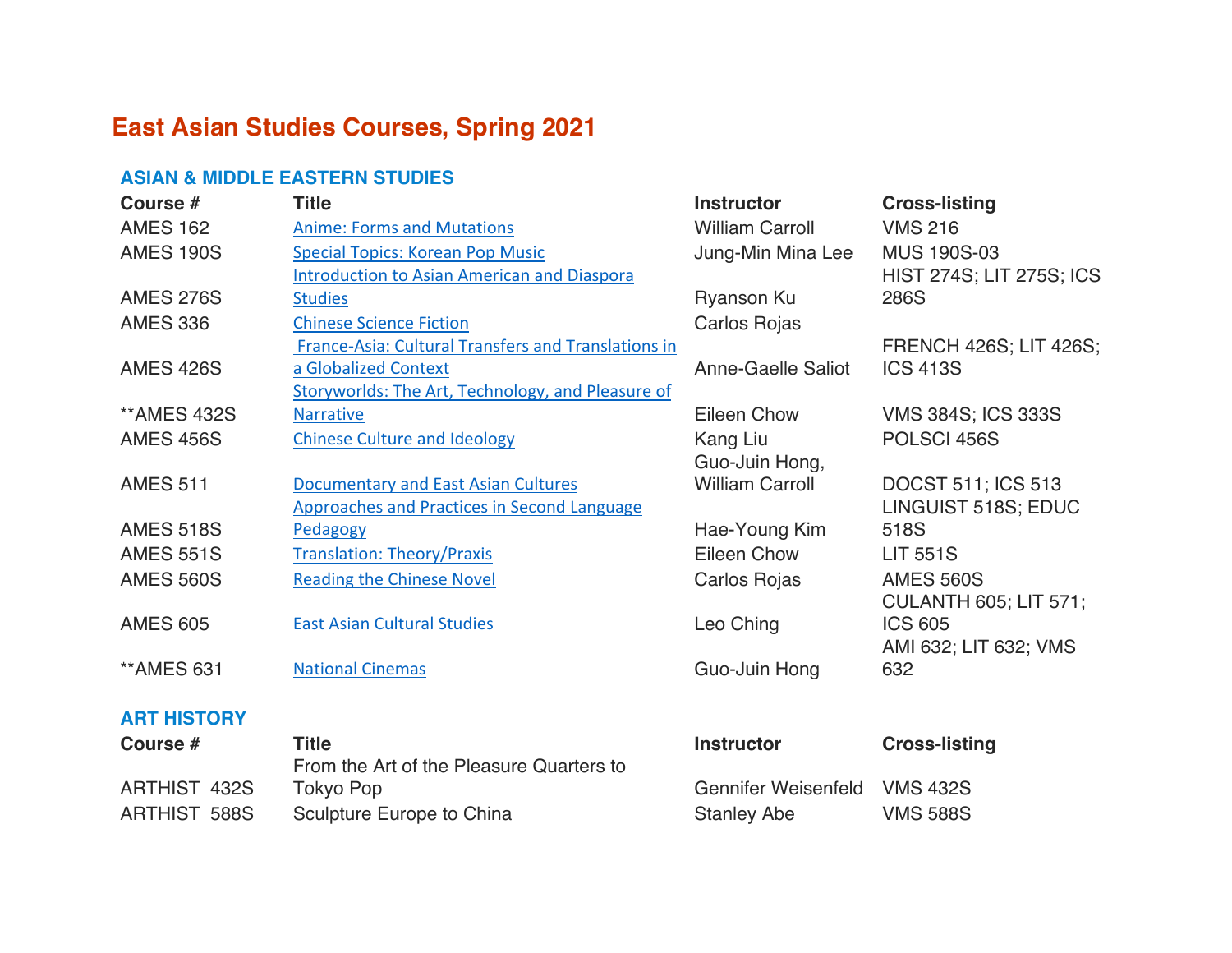# East Asian Studies Courses, Spring 2021

## ASIAN & MIDDLE EASTERN STUDIES

| Course # | Title | Instructor | Cross-listing |
| --- | --- | --- | --- |
| AMES 162 | Anime: Forms and Mutations | William Carroll | VMS 216 |
| AMES 190S | Special Topics: Korean Pop Music | Jung-Min Mina Lee | MUS 190S-03 |
| AMES 276S | Introduction to Asian American and Diaspora Studies | Ryanson Ku | HIST 274S; LIT 275S; ICS 286S |
| AMES 336 | Chinese Science Fiction | Carlos Rojas | |
| AMES 426S | France-Asia: Cultural Transfers and Translations in a Globalized Context | Anne-Gaelle Saliot | FRENCH 426S; LIT 426S; ICS 413S |
| **AMES 432S | Storyworlds: The Art, Technology, and Pleasure of Narrative | Eileen Chow | VMS 384S; ICS 333S |
| AMES 456S | Chinese Culture and Ideology | Kang Liu | POLSCI 456S |
| AMES 511 | Documentary and East Asian Cultures | Guo-Juin Hong, William Carroll | DOCST 511; ICS 513 |
| AMES 518S | Approaches and Practices in Second Language Pedagogy | Hae-Young Kim | LINGUIST 518S; EDUC 518S |
| AMES 551S | Translation: Theory/Praxis | Eileen Chow | LIT 551S |
| AMES 560S | Reading the Chinese Novel | Carlos Rojas | AMES 560S |
| AMES 605 | East Asian Cultural Studies | Leo Ching | CULANTH 605; LIT 571; ICS 605 |
| **AMES 631 | National Cinemas | Guo-Juin Hong | AMI 632; LIT 632; VMS 632 |

## ART HISTORY

| Course # | Title | Instructor | Cross-listing |
| --- | --- | --- | --- |
| ARTHIST 432S | From the Art of the Pleasure Quarters to Tokyo Pop | Gennifer Weisenfeld | VMS 432S |
| ARTHIST 588S | Sculpture Europe to China | Stanley Abe | VMS 588S |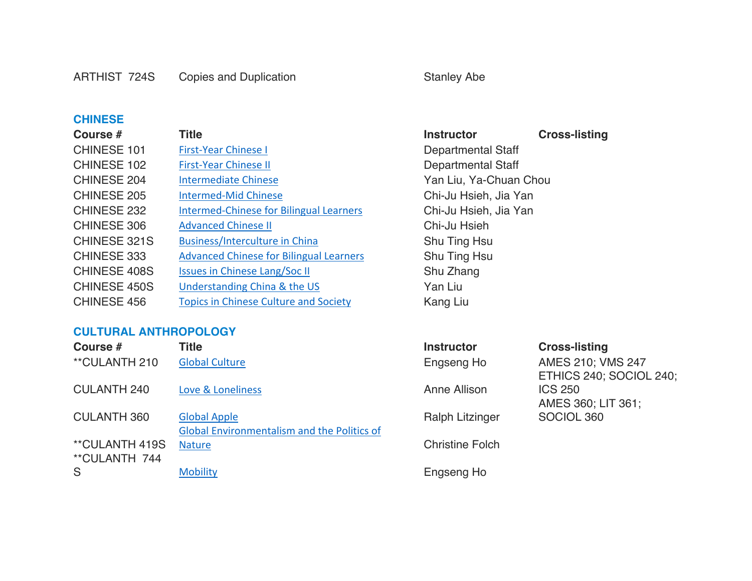| | | | |
|---|---|---|---|
| ARTHIST 724S | Copies and Duplication | Stanley Abe | |

## CHINESE

| Course # | Title | Instructor | Cross-listing |
|---|---|---|---|
| CHINESE 101 | First-Year Chinese I | Departmental Staff | |
| CHINESE 102 | First-Year Chinese II | Departmental Staff | |
| CHINESE 204 | Intermediate Chinese | Yan Liu, Ya-Chuan Chou | |
| CHINESE 205 | Intermed-Mid Chinese | Chi-Ju Hsieh, Jia Yan | |
| CHINESE 232 | Intermed-Chinese for Bilingual Learners | Chi-Ju Hsieh, Jia Yan | |
| CHINESE 306 | Advanced Chinese II | Chi-Ju Hsieh | |
| CHINESE 321S | Business/Interculture in China | Shu Ting Hsu | |
| CHINESE 333 | Advanced Chinese for Bilingual Learners | Shu Ting Hsu | |
| CHINESE 408S | Issues in Chinese Lang/Soc II | Shu Zhang | |
| CHINESE 450S | Understanding China & the US | Yan Liu | |
| CHINESE 456 | Topics in Chinese Culture and Society | Kang Liu | |

## CULTURAL ANTHROPOLOGY

| Course # | Title | Instructor | Cross-listing |
|---|---|---|---|
| **CULANTH 210 | Global Culture | Engseng Ho | AMES 210; VMS 247 |
| CULANTH 240 | Love & Loneliness | Anne Allison | ETHICS 240; SOCIOL 240; ICS 250 |
| CULANTH 360 | Global Apple | Ralph Litzinger | AMES 360; LIT 361; SOCIOL 360 |
| **CULANTH 419S | Global Environmentalism and the Politics of Nature | Christine Folch | |
| **CULANTH 744 S | Mobility | Engseng Ho | |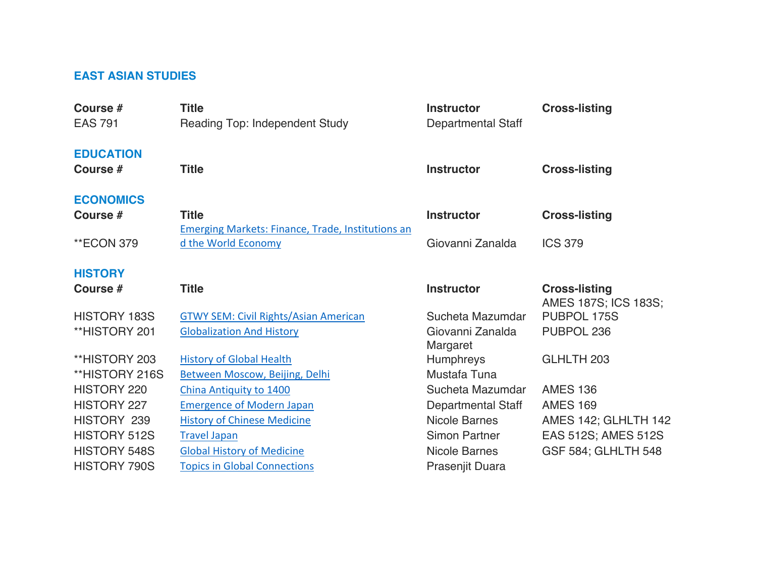## EAST ASIAN STUDIES

| Course # | Title | Instructor | Cross-listing |
|---|---|---|---|
| EAS 791 | Reading Top: Independent Study | Departmental Staff | |

## EDUCATION

| Course # | Title | Instructor | Cross-listing |
|---|---|---|---|

## ECONOMICS

| Course # | Title | Instructor | Cross-listing |
|---|---|---|---|
| **ECON 379 | Emerging Markets: Finance, Trade, Institutions and the World Economy | Giovanni Zanalda | ICS 379 |

## HISTORY

| Course # | Title | Instructor | Cross-listing |
|---|---|---|---|
| HISTORY 183S | GTWY SEM: Civil Rights/Asian American | Sucheta Mazumdar | AMES 187S; ICS 183S; PUBPOL 175S |
| **HISTORY 201 | Globalization And History | Giovanni Zanalda | PUBPOL 236 |
| **HISTORY 203 | History of Global Health | Margaret Humphreys | GLHLTH 203 |
| **HISTORY 216S | Between Moscow, Beijing, Delhi | Mustafa Tuna | |
| HISTORY 220 | China Antiquity to 1400 | Sucheta Mazumdar | AMES 136 |
| HISTORY 227 | Emergence of Modern Japan | Departmental Staff | AMES 169 |
| HISTORY 239 | History of Chinese Medicine | Nicole Barnes | AMES 142; GLHLTH 142 |
| HISTORY 512S | Travel Japan | Simon Partner | EAS 512S; AMES 512S |
| HISTORY 548S | Global History of Medicine | Nicole Barnes | GSF 584; GLHLTH 548 |
| HISTORY 790S | Topics in Global Connections | Prasenjit Duara | |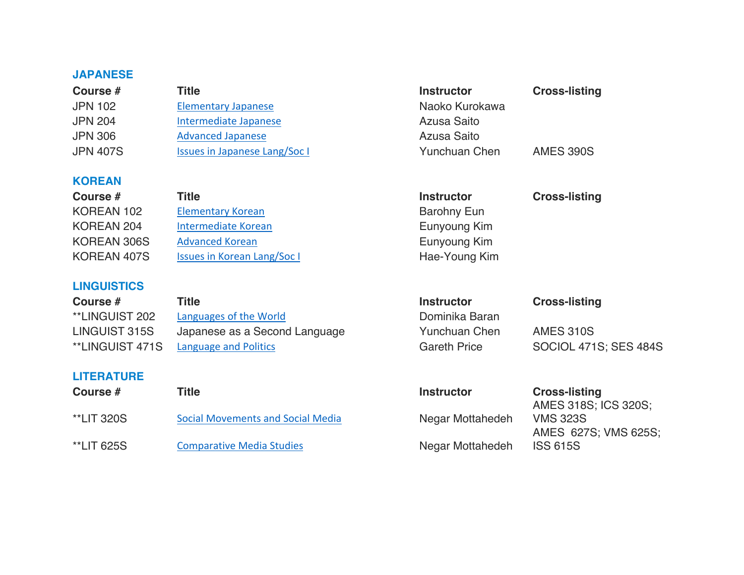## JAPANESE

| Course # | Title | Instructor | Cross-listing |
|---|---|---|---|
| JPN 102 | Elementary Japanese | Naoko Kurokawa | |
| JPN 204 | Intermediate Japanese | Azusa Saito | |
| JPN 306 | Advanced Japanese | Azusa Saito | |
| JPN 407S | Issues in Japanese Lang/Soc I | Yunchuan Chen | AMES 390S |

## KOREAN

| Course # | Title | Instructor | Cross-listing |
|---|---|---|---|
| KOREAN 102 | Elementary Korean | Barohny Eun | |
| KOREAN 204 | Intermediate Korean | Eunyoung Kim | |
| KOREAN 306S | Advanced Korean | Eunyoung Kim | |
| KOREAN 407S | Issues in Korean Lang/Soc I | Hae-Young Kim | |

## LINGUISTICS

| Course # | Title | Instructor | Cross-listing |
|---|---|---|---|
| **LINGUIST 202 | Languages of the World | Dominika Baran | |
| LINGUIST 315S | Japanese as a Second Language | Yunchuan Chen | AMES 310S |
| **LINGUIST 471S | Language and Politics | Gareth Price | SOCIOL 471S; SES 484S |

## LITERATURE

| Course # | Title | Instructor | Cross-listing |
|---|---|---|---|
| **LIT 320S | Social Movements and Social Media | Negar Mottahedeh | AMES 318S; ICS 320S; VMS 323S |
| **LIT 625S | Comparative Media Studies | Negar Mottahedeh | AMES 627S; VMS 625S; ISS 615S |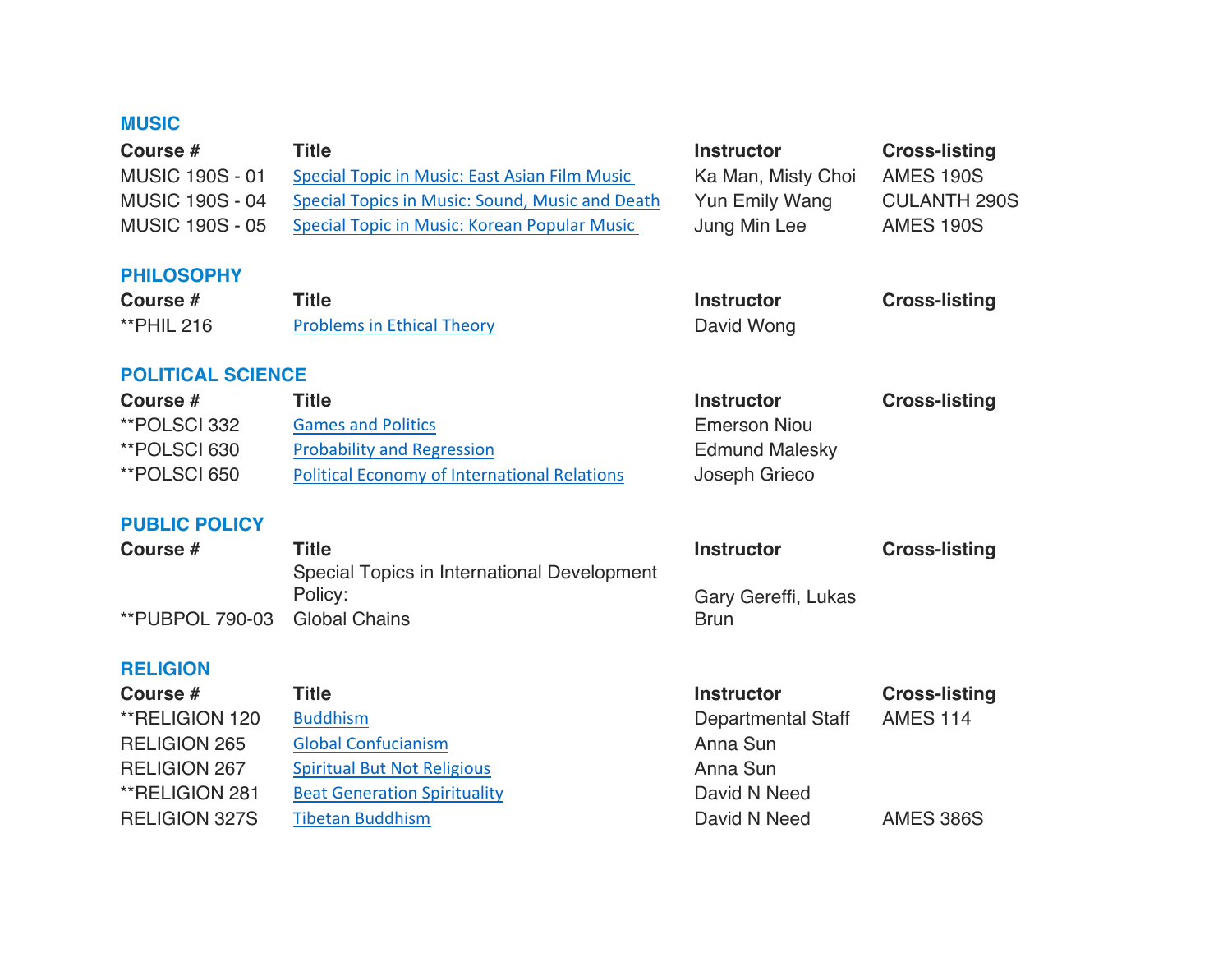## MUSIC

| Course # | Title | Instructor | Cross-listing |
|---|---|---|---|
| MUSIC 190S - 01 | Special Topic in Music: East Asian Film Music | Ka Man, Misty Choi | AMES 190S |
| MUSIC 190S - 04 | Special Topics in Music: Sound, Music and Death | Yun Emily Wang | CULANTH 290S |
| MUSIC 190S - 05 | Special Topic in Music: Korean Popular Music | Jung Min Lee | AMES 190S |

## PHILOSOPHY

| Course # | Title | Instructor | Cross-listing |
|---|---|---|---|
| **PHIL 216 | Problems in Ethical Theory | David Wong | |

## POLITICAL SCIENCE

| Course # | Title | Instructor | Cross-listing |
|---|---|---|---|
| **POLSCI 332 | Games and Politics | Emerson Niou | |
| **POLSCI 630 | Probability and Regression | Edmund Malesky | |
| **POLSCI 650 | Political Economy of International Relations | Joseph Grieco | |

## PUBLIC POLICY

| Course # | Title | Instructor | Cross-listing |
|---|---|---|---|
| **PUBPOL 790-03 | Special Topics in International Development Policy: Global Chains | Gary Gereffi, Lukas Brun | |

## RELIGION

| Course # | Title | Instructor | Cross-listing |
|---|---|---|---|
| **RELIGION 120 | Buddhism | Departmental Staff | AMES 114 |
| RELIGION 265 | Global Confucianism | Anna Sun | |
| RELIGION 267 | Spiritual But Not Religious | Anna Sun | |
| **RELIGION 281 | Beat Generation Spirituality | David N Need | |
| RELIGION 327S | Tibetan Buddhism | David N Need | AMES 386S |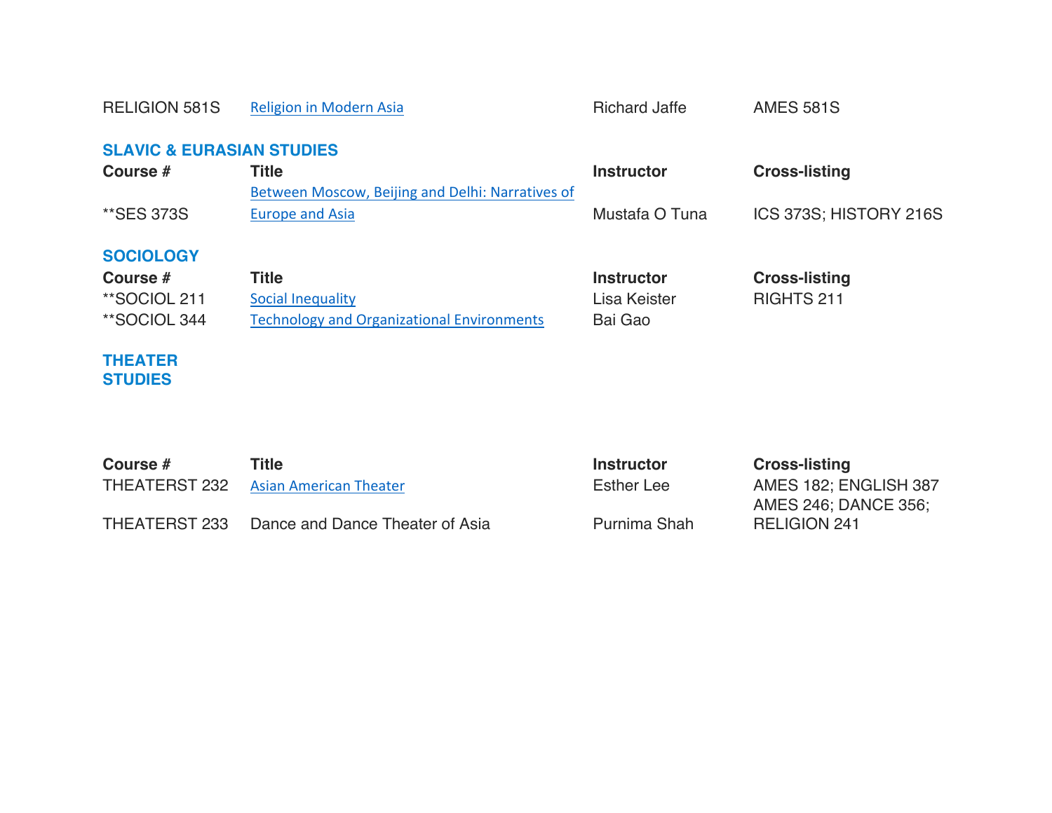| | | | |
|---|---|---|---|
| RELIGION 581S | Religion in Modern Asia | Richard Jaffe | AMES 581S |

## SLAVIC & EURASIAN STUDIES

| Course # | Title | Instructor | Cross-listing |
|---|---|---|---|
| **SES 373S | Between Moscow, Beijing and Delhi: Narratives of Europe and Asia | Mustafa O Tuna | ICS 373S; HISTORY 216S |

## SOCIOLOGY

| Course # | Title | Instructor | Cross-listing |
|---|---|---|---|
| **SOCIOL 211 | Social Inequality | Lisa Keister | RIGHTS 211 |
| **SOCIOL 344 | Technology and Organizational Environments | Bai Gao | |

## THEATER STUDIES

| Course # | Title | Instructor | Cross-listing |
|---|---|---|---|
| THEATERST 232 | Asian American Theater | Esther Lee | AMES 182; ENGLISH 387 |
| THEATERST 233 | Dance and Dance Theater of Asia | Purnima Shah | AMES 246; DANCE 356; RELIGION 241 |